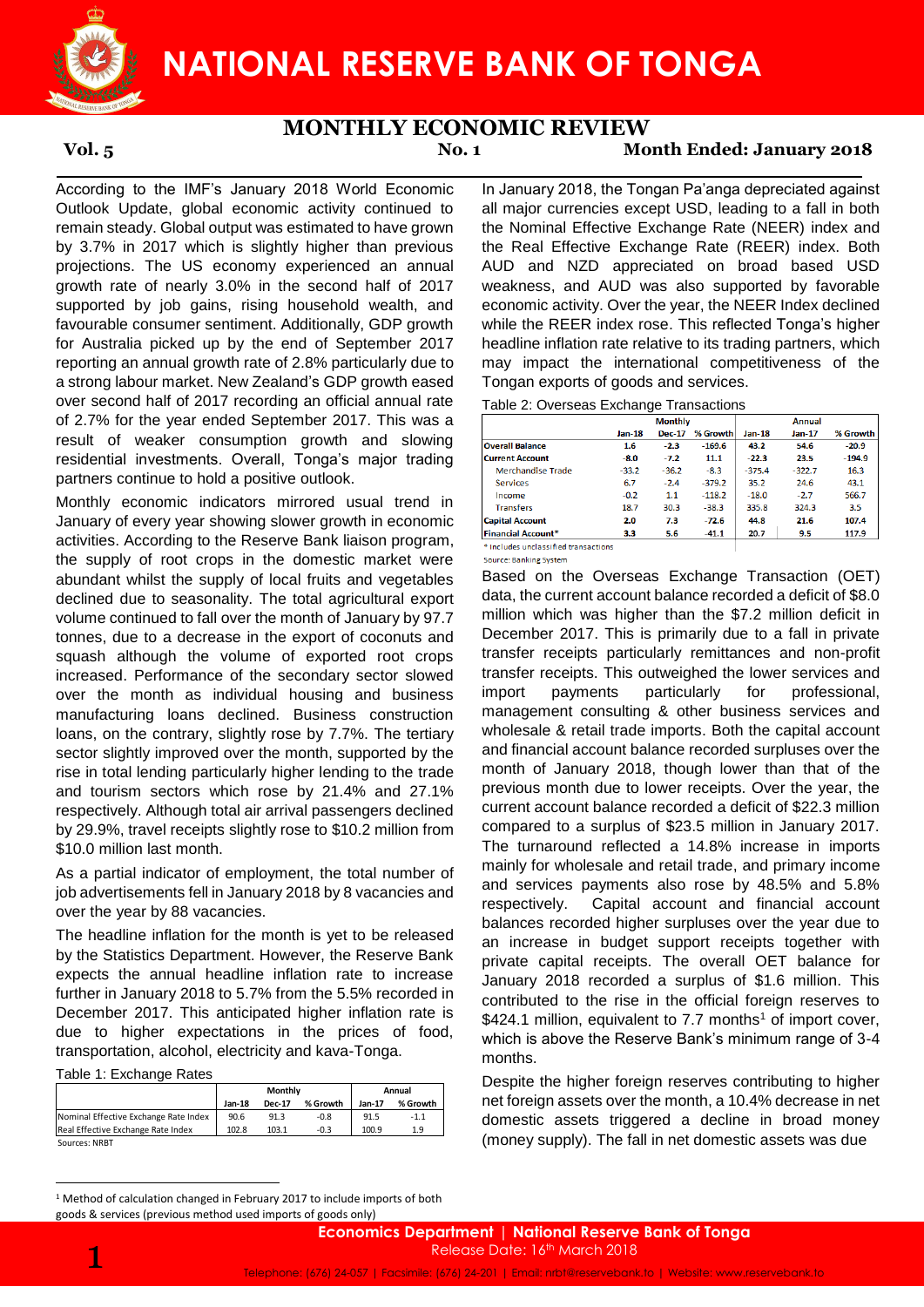# NATIONAL RESERVE BANK OF TONGA

## MONTHLY ECONOMIC REVIEW

**Vol. 5** **No. 1** **Month Ended: January 2018**

According to the IMF's January 2018 World Economic Outlook Update, global economic activity continued to remain steady. Global output was estimated to have grown by 3.7% in 2017 which is slightly higher than previous projections. The US economy experienced an annual growth rate of nearly 3.0% in the second half of 2017 supported by job gains, rising household wealth, and favourable consumer sentiment. Additionally, GDP growth for Australia picked up by the end of September 2017 reporting an annual growth rate of 2.8% particularly due to a strong labour market. New Zealand's GDP growth eased over second half of 2017 recording an official annual rate of 2.7% for the year ended September 2017. This was a result of weaker consumption growth and slowing residential investments. Overall, Tonga's major trading partners continue to hold a positive outlook.

Monthly economic indicators mirrored usual trend in January of every year showing slower growth in economic activities. According to the Reserve Bank liaison program, the supply of root crops in the domestic market were abundant whilst the supply of local fruits and vegetables declined due to seasonality. The total agricultural export volume continued to fall over the month of January by 97.7 tonnes, due to a decrease in the export of coconuts and squash although the volume of exported root crops increased. Performance of the secondary sector slowed over the month as individual housing and business manufacturing loans declined. Business construction loans, on the contrary, slightly rose by 7.7%. The tertiary sector slightly improved over the month, supported by the rise in total lending particularly higher lending to the trade and tourism sectors which rose by 21.4% and 27.1% respectively. Although total air arrival passengers declined by 29.9%, travel receipts slightly rose to $10.2 million from $10.0 million last month.

As a partial indicator of employment, the total number of job advertisements fell in January 2018 by 8 vacancies and over the year by 88 vacancies.

The headline inflation for the month is yet to be released by the Statistics Department. However, the Reserve Bank expects the annual headline inflation rate to increase further in January 2018 to 5.7% from the 5.5% recorded in December 2017. This anticipated higher inflation rate is due to higher expectations in the prices of food, transportation, alcohol, electricity and kava-Tonga.

Table 1: Exchange Rates

| | Monthly | | | Annual | |
|---|---|---|---|---|---|
| | Jan-18 | Dec-17 | % Growth | Jan-17 | % Growth |
| Nominal Effective Exchange Rate Index | 90.6 | 91.3 | -0.8 | 91.5 | -1.1 |
| Real Effective Exchange Rate Index | 102.8 | 103.1 | -0.3 | 100.9 | 1.9 |

Sources: NRBT

In January 2018, the Tongan Pa'anga depreciated against all major currencies except USD, leading to a fall in both the Nominal Effective Exchange Rate (NEER) index and the Real Effective Exchange Rate (REER) index. Both AUD and NZD appreciated on broad based USD weakness, and AUD was also supported by favorable economic activity. Over the year, the NEER Index declined while the REER index rose. This reflected Tonga's higher headline inflation rate relative to its trading partners, which may impact the international competitiveness of the Tongan exports of goods and services.

Table 2: Overseas Exchange Transactions

| | Monthly | | | Annual | | |
|---|---|---|---|---|---|---|
| | Jan-18 | Dec-17 | % Growth | Jan-18 | Jan-17 | % Growth |
| **Overall Balance** | 1.6 | -2.3 | -169.6 | 43.2 | 54.6 | -20.9 |
| **Current Account** | -8.0 | -7.2 | 11.1 | -22.3 | 23.5 | -194.9 |
| Merchandise Trade | -33.2 | -36.2 | -8.3 | -375.4 | -322.7 | 16.3 |
| Services | 6.7 | -2.4 | -379.2 | 35.2 | 24.6 | 43.1 |
| Income | -0.2 | 1.1 | -118.2 | -18.0 | -2.7 | 566.7 |
| Transfers | 18.7 | 30.3 | -38.3 | 335.8 | 324.3 | 3.5 |
| **Capital Account** | 2.0 | 7.3 | -72.6 | 44.8 | 21.6 | 107.4 |
| **Financial Account*** | 3.3 | 5.6 | -41.1 | 20.7 | 9.5 | 117.9 |

\* Includes unclassified transactions

Source: Banking System

Based on the Overseas Exchange Transaction (OET) data, the current account balance recorded a deficit of $8.0 million which was higher than the $7.2 million deficit in December 2017. This is primarily due to a fall in private transfer receipts particularly remittances and non-profit transfer receipts. This outweighed the lower services and import payments particularly for professional, management consulting & other business services and wholesale & retail trade imports. Both the capital account and financial account balance recorded surpluses over the month of January 2018, though lower than that of the previous month due to lower receipts. Over the year, the current account balance recorded a deficit of $22.3 million compared to a surplus of $23.5 million in January 2017. The turnaround reflected a 14.8% increase in imports mainly for wholesale and retail trade, and primary income and services payments also rose by 48.5% and 5.8% respectively. Capital account and financial account balances recorded higher surpluses over the year due to an increase in budget support receipts together with private capital receipts. The overall OET balance for January 2018 recorded a surplus of $1.6 million. This contributed to the rise in the official foreign reserves to $424.1 million, equivalent to 7.7 months[1] of import cover, which is above the Reserve Bank's minimum range of 3-4 months.

Despite the higher foreign reserves contributing to higher net foreign assets over the month, a 10.4% decrease in net domestic assets triggered a decline in broad money (money supply). The fall in net domestic assets was due

[1] Method of calculation changed in February 2017 to include imports of both goods & services (previous method used imports of goods only)

**Economics Department | National Reserve Bank of Tonga**
Release Date: 16th March 2018
Telephone: (676) 24-057 | Facsimile: (676) 24-201 | Email: nrbt@reservebank.to | Website: www.reservebank.to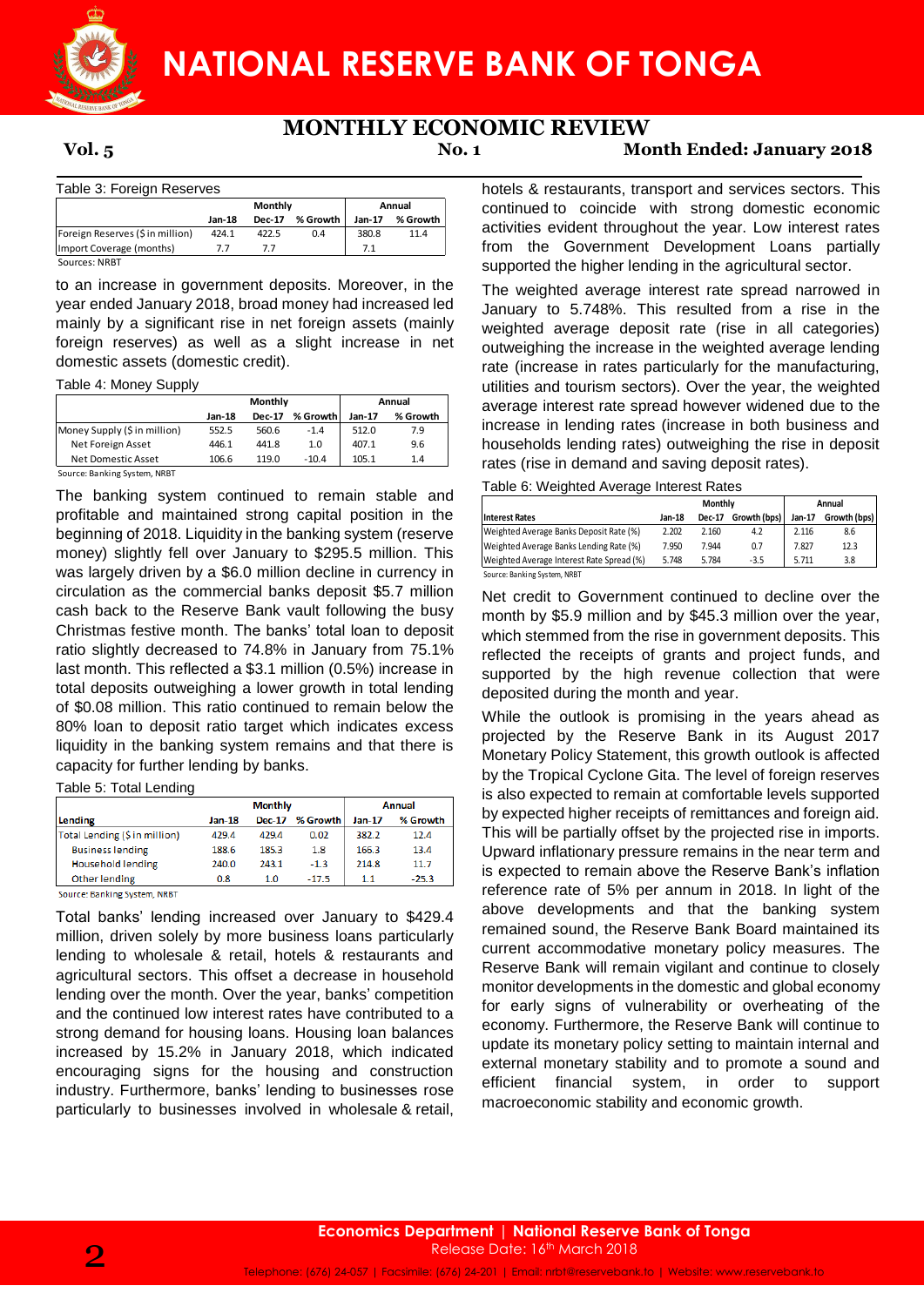Table 3: Foreign Reserves

| | Monthly | | | Annual | |
|---|---|---|---|---|---|
| | Jan-18 | Dec-17 | % Growth | Jan-17 | % Growth |
| Foreign Reserves ($ in million) | 424.1 | 422.5 | 0.4 | 380.8 | 11.4 |
| Import Coverage (months) | 7.7 | 7.7 | | 7.1 | |

Sources: NRBT

to an increase in government deposits. Moreover, in the year ended January 2018, broad money had increased led mainly by a significant rise in net foreign assets (mainly foreign reserves) as well as a slight increase in net domestic assets (domestic credit).

Table 4: Money Supply

| | Monthly | | | Annual | |
|---|---|---|---|---|---|
| | Jan-18 | Dec-17 | % Growth | Jan-17 | % Growth |
| Money Supply ($ in million) | 552.5 | 560.6 | -1.4 | 512.0 | 7.9 |
| Net Foreign Asset | 446.1 | 441.8 | 1.0 | 407.1 | 9.6 |
| Net Domestic Asset | 106.6 | 119.0 | -10.4 | 105.1 | 1.4 |

Source: Banking System, NRBT

The banking system continued to remain stable and profitable and maintained strong capital position in the beginning of 2018. Liquidity in the banking system (reserve money) slightly fell over January to $295.5 million. This was largely driven by a $6.0 million decline in currency in circulation as the commercial banks deposit $5.7 million cash back to the Reserve Bank vault following the busy Christmas festive month. The banks' total loan to deposit ratio slightly decreased to 74.8% in January from 75.1% last month. This reflected a $3.1 million (0.5%) increase in total deposits outweighing a lower growth in total lending of $0.08 million. This ratio continued to remain below the 80% loan to deposit ratio target which indicates excess liquidity in the banking system remains and that there is capacity for further lending by banks.

Table 5: Total Lending

| | Monthly | | | Annual | |
|---|---|---|---|---|---|
| Lending | Jan-18 | Dec-17 | % Growth | Jan-17 | % Growth |
| Total Lending ($ in million) | 429.4 | 429.4 | 0.02 | 382.2 | 12.4 |
| Business lending | 188.6 | 185.3 | 1.8 | 166.3 | 13.4 |
| Household lending | 240.0 | 243.1 | -1.3 | 214.8 | 11.7 |
| Other lending | 0.8 | 1.0 | -17.5 | 1.1 | -25.3 |

Source: Banking System, NRBT

Total banks' lending increased over January to $429.4 million, driven solely by more business loans particularly lending to wholesale & retail, hotels & restaurants and agricultural sectors. This offset a decrease in household lending over the month. Over the year, banks' competition and the continued low interest rates have contributed to a strong demand for housing loans. Housing loan balances increased by 15.2% in January 2018, which indicated encouraging signs for the housing and construction industry. Furthermore, banks' lending to businesses rose particularly to businesses involved in wholesale & retail, hotels & restaurants, transport and services sectors. This continued to coincide with strong domestic economic activities evident throughout the year. Low interest rates from the Government Development Loans partially supported the higher lending in the agricultural sector.

The weighted average interest rate spread narrowed in January to 5.748%. This resulted from a rise in the weighted average deposit rate (rise in all categories) outweighing the increase in the weighted average lending rate (increase in rates particularly for the manufacturing, utilities and tourism sectors). Over the year, the weighted average interest rate spread however widened due to the increase in lending rates (increase in both business and households lending rates) outweighing the rise in deposit rates (rise in demand and saving deposit rates).

Table 6: Weighted Average Interest Rates

| | Monthly | | | Annual | |
|---|---|---|---|---|---|
| Interest Rates | Jan-18 | Dec-17 | Growth (bps) | Jan-17 | Growth (bps) |
| Weighted Average Banks Deposit Rate (%) | 2.202 | 2.160 | 4.2 | 2.116 | 8.6 |
| Weighted Average Banks Lending Rate (%) | 7.950 | 7.944 | 0.7 | 7.827 | 12.3 |
| Weighted Average Interest Rate Spread (%) | 5.748 | 5.784 | -3.5 | 5.711 | 3.8 |

Source: Banking System, NRBT

Net credit to Government continued to decline over the month by $5.9 million and by $45.3 million over the year, which stemmed from the rise in government deposits. This reflected the receipts of grants and project funds, and supported by the high revenue collection that were deposited during the month and year.

While the outlook is promising in the years ahead as projected by the Reserve Bank in its August 2017 Monetary Policy Statement, this growth outlook is affected by the Tropical Cyclone Gita. The level of foreign reserves is also expected to remain at comfortable levels supported by expected higher receipts of remittances and foreign aid. This will be partially offset by the projected rise in imports. Upward inflationary pressure remains in the near term and is expected to remain above the Reserve Bank's inflation reference rate of 5% per annum in 2018. In light of the above developments and that the banking system remained sound, the Reserve Bank Board maintained its current accommodative monetary policy measures. The Reserve Bank will remain vigilant and continue to closely monitor developments in the domestic and global economy for early signs of vulnerability or overheating of the economy. Furthermore, the Reserve Bank will continue to update its monetary policy setting to maintain internal and external monetary stability and to promote a sound and efficient financial system, in order to support macroeconomic stability and economic growth.

**Economics Department | National Reserve Bank of Tonga**
Release Date: 16th March 2018

Telephone: (676) 24-057 | Facsimile: (676) 24-201 | Email: nrbt@reservebank.to | Website: www.reservebank.to